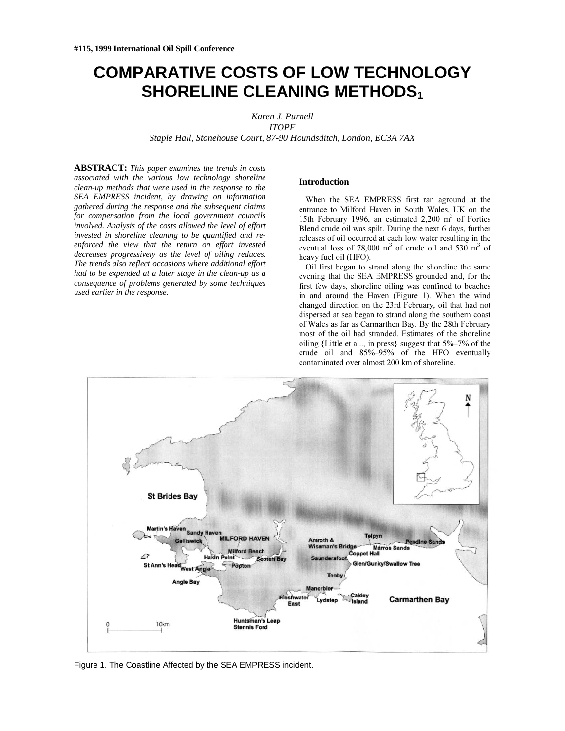#115, 1999 International Oil Spill Conference

# COMPARATIVE COSTS OF LOW TECHNOLOGY SHORELINE CLEANING METHODS[1]

*Karen J. Purnell*
*ITOPF*
*Staple Hall, Stonehouse Court, 87-90 Houndsditch, London, EC3A 7AX*

**ABSTRACT:** *This paper examines the trends in costs associated with the various low technology shoreline clean-up methods that were used in the response to the SEA EMPRESS incident, by drawing on information gathered during the response and the subsequent claims for compensation from the local government councils involved. Analysis of the costs allowed the level of effort invested in shoreline cleaning to be quantified and re-enforced the view that the return on effort invested decreases progressively as the level of oiling reduces. The trends also reflect occasions where additional effort had to be expended at a later stage in the clean-up as a consequence of problems generated by some techniques used earlier in the response.*

## Introduction

When the SEA EMPRESS first ran aground at the entrance to Milford Haven in South Wales, UK on the 15th February 1996, an estimated 2,200 $m^3$ of Forties Blend crude oil was spilt. During the next 6 days, further releases of oil occurred at each low water resulting in the eventual loss of 78,000 $m^3$ of crude oil and 530 $m^3$ of heavy fuel oil (HFO).

Oil first began to strand along the shoreline the same evening that the SEA EMPRESS grounded and, for the first few days, shoreline oiling was confined to beaches in and around the Haven (Figure 1). When the wind changed direction on the 23rd February, oil that had not dispersed at sea began to strand along the southern coast of Wales as far as Carmarthen Bay. By the 28th February most of the oil had stranded. Estimates of the shoreline oiling {Little et al.., in press} suggest that 5%–7% of the crude oil and 85%–95% of the HFO eventually contaminated over almost 200 km of shoreline.

Figure 1. The Coastline Affected by the SEA EMPRESS incident.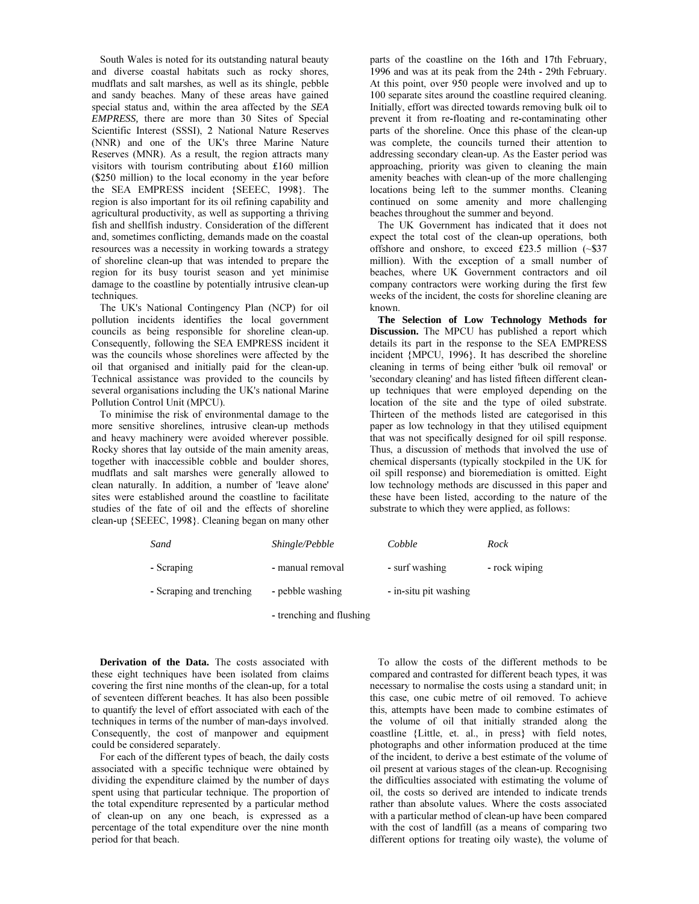South Wales is noted for its outstanding natural beauty and diverse coastal habitats such as rocky shores, mudflats and salt marshes, as well as its shingle, pebble and sandy beaches. Many of these areas have gained special status and, within the area affected by the *SEA EMPRESS,* there are more than 30 Sites of Special Scientific Interest (SSSI), 2 National Nature Reserves (NNR) and one of the UK's three Marine Nature Reserves (MNR). As a result, the region attracts many visitors with tourism contributing about £160 million ($250 million) to the local economy in the year before the SEA EMPRESS incident {SEEEC, 1998}. The region is also important for its oil refining capability and agricultural productivity, as well as supporting a thriving fish and shellfish industry. Consideration of the different and, sometimes conflicting, demands made on the coastal resources was a necessity in working towards a strategy of shoreline clean-up that was intended to prepare the region for its busy tourist season and yet minimise damage to the coastline by potentially intrusive clean-up techniques.

The UK's National Contingency Plan (NCP) for oil pollution incidents identifies the local government councils as being responsible for shoreline clean-up. Consequently, following the SEA EMPRESS incident it was the councils whose shorelines were affected by the oil that organised and initially paid for the clean-up. Technical assistance was provided to the councils by several organisations including the UK's national Marine Pollution Control Unit (MPCU).

To minimise the risk of environmental damage to the more sensitive shorelines, intrusive clean-up methods and heavy machinery were avoided wherever possible. Rocky shores that lay outside of the main amenity areas, together with inaccessible cobble and boulder shores, mudflats and salt marshes were generally allowed to clean naturally. In addition, a number of 'leave alone' sites were established around the coastline to facilitate studies of the fate of oil and the effects of shoreline clean-up {SEEEC, 1998}. Cleaning began on many other parts of the coastline on the 16th and 17th February, 1996 and was at its peak from the 24th - 29th February. At this point, over 950 people were involved and up to 100 separate sites around the coastline required cleaning. Initially, effort was directed towards removing bulk oil to prevent it from re-floating and re-contaminating other parts of the shoreline. Once this phase of the clean-up was complete, the councils turned their attention to addressing secondary clean-up. As the Easter period was approaching, priority was given to cleaning the main amenity beaches with clean-up of the more challenging locations being left to the summer months. Cleaning continued on some amenity and more challenging beaches throughout the summer and beyond.

The UK Government has indicated that it does not expect the total cost of the clean-up operations, both offshore and onshore, to exceed £23.5 million (~$37 million). With the exception of a small number of beaches, where UK Government contractors and oil company contractors were working during the first few weeks of the incident, the costs for shoreline cleaning are known.

**The Selection of Low Technology Methods for Discussion.** The MPCU has published a report which details its part in the response to the SEA EMPRESS incident {MPCU, 1996}. It has described the shoreline cleaning in terms of being either 'bulk oil removal' or 'secondary cleaning' and has listed fifteen different clean-up techniques that were employed depending on the location of the site and the type of oiled substrate. Thirteen of the methods listed are categorised in this paper as low technology in that they utilised equipment that was not specifically designed for oil spill response. Thus, a discussion of methods that involved the use of chemical dispersants (typically stockpiled in the UK for oil spill response) and bioremediation is omitted. Eight low technology methods are discussed in this paper and these have been listed, according to the nature of the substrate to which they were applied, as follows:

| *Sand* | *Shingle/Pebble* | *Cobble* | *Rock* |
|---|---|---|---|
| - Scraping | - manual removal | - surf washing | - rock wiping |
| - Scraping and trenching | - pebble washing | - in-situ pit washing | |
| | - trenching and flushing | | |

**Derivation of the Data.** The costs associated with these eight techniques have been isolated from claims covering the first nine months of the clean-up, for a total of seventeen different beaches. It has also been possible to quantify the level of effort associated with each of the techniques in terms of the number of man-days involved. Consequently, the cost of manpower and equipment could be considered separately.

For each of the different types of beach, the daily costs associated with a specific technique were obtained by dividing the expenditure claimed by the number of days spent using that particular technique. The proportion of the total expenditure represented by a particular method of clean-up on any one beach, is expressed as a percentage of the total expenditure over the nine month period for that beach.

To allow the costs of the different methods to be compared and contrasted for different beach types, it was necessary to normalise the costs using a standard unit; in this case, one cubic metre of oil removed. To achieve this, attempts have been made to combine estimates of the volume of oil that initially stranded along the coastline {Little, et. al., in press} with field notes, photographs and other information produced at the time of the incident, to derive a best estimate of the volume of oil present at various stages of the clean-up. Recognising the difficulties associated with estimating the volume of oil, the costs so derived are intended to indicate trends rather than absolute values. Where the costs associated with a particular method of clean-up have been compared with the cost of landfill (as a means of comparing two different options for treating oily waste), the volume of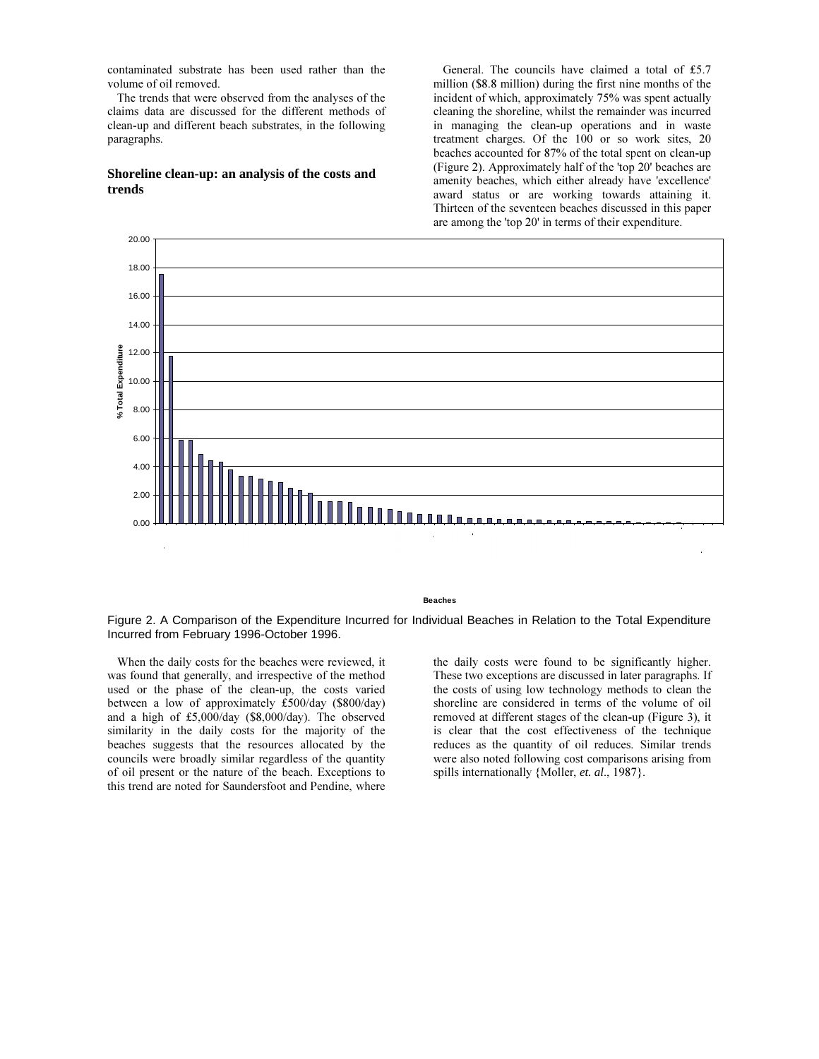contaminated substrate has been used rather than the volume of oil removed.

The trends that were observed from the analyses of the claims data are discussed for the different methods of clean-up and different beach substrates, in the following paragraphs.

## Shoreline clean-up: an analysis of the costs and trends

General. The councils have claimed a total of £5.7 million ($8.8 million) during the first nine months of the incident of which, approximately 75% was spent actually cleaning the shoreline, whilst the remainder was incurred in managing the clean-up operations and in waste treatment charges. Of the 100 or so work sites, 20 beaches accounted for 87% of the total spent on clean-up (Figure 2). Approximately half of the 'top 20' beaches are amenity beaches, which either already have 'excellence' award status or are working towards attaining it. Thirteen of the seventeen beaches discussed in this paper are among the 'top 20' in terms of their expenditure.

Figure 2. A Comparison of the Expenditure Incurred for Individual Beaches in Relation to the Total Expenditure Incurred from February 1996-October 1996.

When the daily costs for the beaches were reviewed, it was found that generally, and irrespective of the method used or the phase of the clean-up, the costs varied between a low of approximately £500/day ($800/day) and a high of £5,000/day ($8,000/day). The observed similarity in the daily costs for the majority of the beaches suggests that the resources allocated by the councils were broadly similar regardless of the quantity of oil present or the nature of the beach. Exceptions to this trend are noted for Saundersfoot and Pendine, where the daily costs were found to be significantly higher. These two exceptions are discussed in later paragraphs. If the costs of using low technology methods to clean the shoreline are considered in terms of the volume of oil removed at different stages of the clean-up (Figure 3), it is clear that the cost effectiveness of the technique reduces as the quantity of oil reduces. Similar trends were also noted following cost comparisons arising from spills internationally {Moller, *et. al*., 1987}.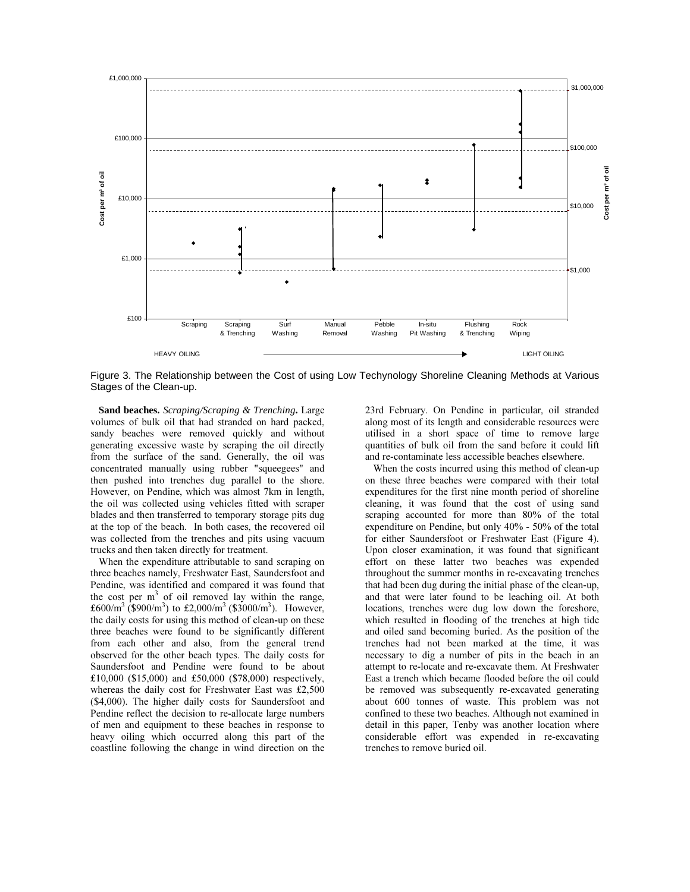Figure 3. The Relationship between the Cost of using Low Techynology Shoreline Cleaning Methods at Various Stages of the Clean-up.

**Sand beaches.** *Scraping/Scraping & Trenching***.** Large volumes of bulk oil that had stranded on hard packed, sandy beaches were removed quickly and without generating excessive waste by scraping the oil directly from the surface of the sand. Generally, the oil was concentrated manually using rubber "squeegees" and then pushed into trenches dug parallel to the shore. However, on Pendine, which was almost 7km in length, the oil was collected using vehicles fitted with scraper blades and then transferred to temporary storage pits dug at the top of the beach. In both cases, the recovered oil was collected from the trenches and pits using vacuum trucks and then taken directly for treatment.

When the expenditure attributable to sand scraping on three beaches namely, Freshwater East, Saundersfoot and Pendine, was identified and compared it was found that the cost per $m^3$ of oil removed lay within the range, £600/$m^3$ (\$900/$m^3$) to £2,000/$m^3$ (\$3000/$m^3$). However, the daily costs for using this method of clean-up on these three beaches were found to be significantly different from each other and also, from the general trend observed for the other beach types. The daily costs for Saundersfoot and Pendine were found to be about £10,000 (\$15,000) and £50,000 (\$78,000) respectively, whereas the daily cost for Freshwater East was £2,500 (\$4,000). The higher daily costs for Saundersfoot and Pendine reflect the decision to re-allocate large numbers of men and equipment to these beaches in response to heavy oiling which occurred along this part of the coastline following the change in wind direction on the 23rd February. On Pendine in particular, oil stranded along most of its length and considerable resources were utilised in a short space of time to remove large quantities of bulk oil from the sand before it could lift and re-contaminate less accessible beaches elsewhere.

When the costs incurred using this method of clean-up on these three beaches were compared with their total expenditures for the first nine month period of shoreline cleaning, it was found that the cost of using sand scraping accounted for more than 80% of the total expenditure on Pendine, but only 40% - 50% of the total for either Saundersfoot or Freshwater East (Figure 4). Upon closer examination, it was found that significant effort on these latter two beaches was expended throughout the summer months in re-excavating trenches that had been dug during the initial phase of the clean-up, and that were later found to be leaching oil. At both locations, trenches were dug low down the foreshore, which resulted in flooding of the trenches at high tide and oiled sand becoming buried. As the position of the trenches had not been marked at the time, it was necessary to dig a number of pits in the beach in an attempt to re-locate and re-excavate them. At Freshwater East a trench which became flooded before the oil could be removed was subsequently re-excavated generating about 600 tonnes of waste. This problem was not confined to these two beaches. Although not examined in detail in this paper, Tenby was another location where considerable effort was expended in re-excavating trenches to remove buried oil.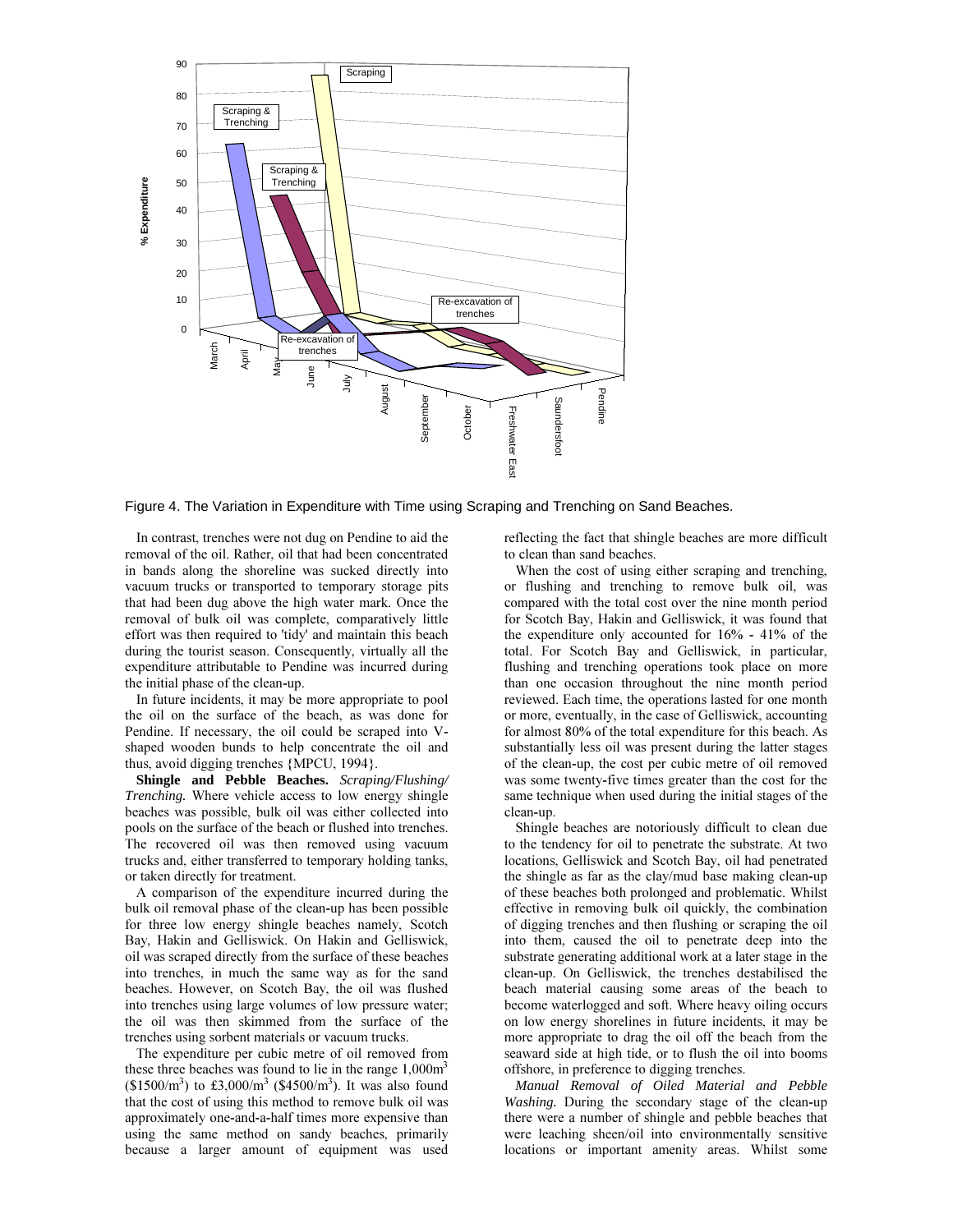Figure 4. The Variation in Expenditure with Time using Scraping and Trenching on Sand Beaches.

In contrast, trenches were not dug on Pendine to aid the removal of the oil. Rather, oil that had been concentrated in bands along the shoreline was sucked directly into vacuum trucks or transported to temporary storage pits that had been dug above the high water mark. Once the removal of bulk oil was complete, comparatively little effort was then required to 'tidy' and maintain this beach during the tourist season. Consequently, virtually all the expenditure attributable to Pendine was incurred during the initial phase of the clean-up.

In future incidents, it may be more appropriate to pool the oil on the surface of the beach, as was done for Pendine. If necessary, the oil could be scraped into V-shaped wooden bunds to help concentrate the oil and thus, avoid digging trenches {MPCU, 1994}.

**Shingle and Pebble Beaches.** *Scraping/Flushing/ Trenching.* Where vehicle access to low energy shingle beaches was possible, bulk oil was either collected into pools on the surface of the beach or flushed into trenches. The recovered oil was then removed using vacuum trucks and, either transferred to temporary holding tanks, or taken directly for treatment.

A comparison of the expenditure incurred during the bulk oil removal phase of the clean-up has been possible for three low energy shingle beaches namely, Scotch Bay, Hakin and Gelliswick. On Hakin and Gelliswick, oil was scraped directly from the surface of these beaches into trenches, in much the same way as for the sand beaches. However, on Scotch Bay, the oil was flushed into trenches using large volumes of low pressure water; the oil was then skimmed from the surface of the trenches using sorbent materials or vacuum trucks.

The expenditure per cubic metre of oil removed from these three beaches was found to lie in the range 1,000$m^3$ (\$1500/$m^3$) to £3,000/$m^3$ (\$4500/$m^3$). It was also found that the cost of using this method to remove bulk oil was approximately one-and-a-half times more expensive than using the same method on sandy beaches, primarily because a larger amount of equipment was used reflecting the fact that shingle beaches are more difficult to clean than sand beaches.

When the cost of using either scraping and trenching, or flushing and trenching to remove bulk oil, was compared with the total cost over the nine month period for Scotch Bay, Hakin and Gelliswick, it was found that the expenditure only accounted for 16% - 41% of the total. For Scotch Bay and Gelliswick, in particular, flushing and trenching operations took place on more than one occasion throughout the nine month period reviewed. Each time, the operations lasted for one month or more, eventually, in the case of Gelliswick, accounting for almost 80% of the total expenditure for this beach. As substantially less oil was present during the latter stages of the clean-up, the cost per cubic metre of oil removed was some twenty-five times greater than the cost for the same technique when used during the initial stages of the clean-up.

Shingle beaches are notoriously difficult to clean due to the tendency for oil to penetrate the substrate. At two locations, Gelliswick and Scotch Bay, oil had penetrated the shingle as far as the clay/mud base making clean-up of these beaches both prolonged and problematic. Whilst effective in removing bulk oil quickly, the combination of digging trenches and then flushing or scraping the oil into them, caused the oil to penetrate deep into the substrate generating additional work at a later stage in the clean-up. On Gelliswick, the trenches destabilised the beach material causing some areas of the beach to become waterlogged and soft. Where heavy oiling occurs on low energy shorelines in future incidents, it may be more appropriate to drag the oil off the beach from the seaward side at high tide, or to flush the oil into booms offshore, in preference to digging trenches.

*Manual Removal of Oiled Material and Pebble Washing.* During the secondary stage of the clean-up there were a number of shingle and pebble beaches that were leaching sheen/oil into environmentally sensitive locations or important amenity areas. Whilst some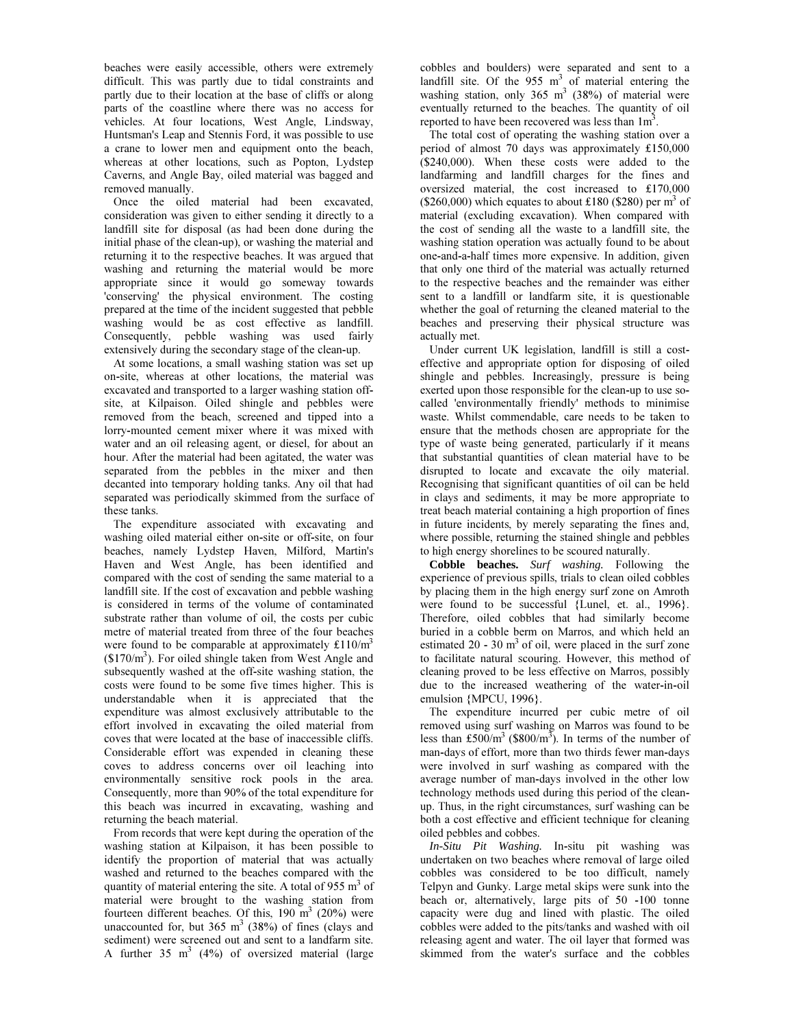beaches were easily accessible, others were extremely difficult. This was partly due to tidal constraints and partly due to their location at the base of cliffs or along parts of the coastline where there was no access for vehicles. At four locations, West Angle, Lindsway, Huntsman's Leap and Stennis Ford, it was possible to use a crane to lower men and equipment onto the beach, whereas at other locations, such as Popton, Lydstep Caverns, and Angle Bay, oiled material was bagged and removed manually.

Once the oiled material had been excavated, consideration was given to either sending it directly to a landfill site for disposal (as had been done during the initial phase of the clean-up), or washing the material and returning it to the respective beaches. It was argued that washing and returning the material would be more appropriate since it would go someway towards 'conserving' the physical environment. The costing prepared at the time of the incident suggested that pebble washing would be as cost effective as landfill. Consequently, pebble washing was used fairly extensively during the secondary stage of the clean-up.

At some locations, a small washing station was set up on-site, whereas at other locations, the material was excavated and transported to a larger washing station off-site, at Kilpaison. Oiled shingle and pebbles were removed from the beach, screened and tipped into a lorry-mounted cement mixer where it was mixed with water and an oil releasing agent, or diesel, for about an hour. After the material had been agitated, the water was separated from the pebbles in the mixer and then decanted into temporary holding tanks. Any oil that had separated was periodically skimmed from the surface of these tanks.

The expenditure associated with excavating and washing oiled material either on-site or off-site, on four beaches, namely Lydstep Haven, Milford, Martin's Haven and West Angle, has been identified and compared with the cost of sending the same material to a landfill site. If the cost of excavation and pebble washing is considered in terms of the volume of contaminated substrate rather than volume of oil, the costs per cubic metre of material treated from three of the four beaches were found to be comparable at approximately £110/$m^3$ (\$170/$m^3$). For oiled shingle taken from West Angle and subsequently washed at the off-site washing station, the costs were found to be some five times higher. This is understandable when it is appreciated that the expenditure was almost exclusively attributable to the effort involved in excavating the oiled material from coves that were located at the base of inaccessible cliffs. Considerable effort was expended in cleaning these coves to address concerns over oil leaching into environmentally sensitive rock pools in the area. Consequently, more than 90% of the total expenditure for this beach was incurred in excavating, washing and returning the beach material.

From records that were kept during the operation of the washing station at Kilpaison, it has been possible to identify the proportion of material that was actually washed and returned to the beaches compared with the quantity of material entering the site. A total of 955 $m^3$ of material were brought to the washing station from fourteen different beaches. Of this, 190 $m^3$ (20%) were unaccounted for, but 365 $m^3$ (38%) of fines (clays and sediment) were screened out and sent to a landfarm site. A further 35 $m^3$ (4%) of oversized material (large cobbles and boulders) were separated and sent to a landfill site. Of the 955 $m^3$ of material entering the washing station, only 365 $m^3$ (38%) of material were eventually returned to the beaches. The quantity of oil reported to have been recovered was less than 1$m^3$.

The total cost of operating the washing station over a period of almost 70 days was approximately £150,000 (\$240,000). When these costs were added to the landfarming and landfill charges for the fines and oversized material, the cost increased to £170,000 (\$260,000) which equates to about £180 (\$280) per $m^3$ of material (excluding excavation). When compared with the cost of sending all the waste to a landfill site, the washing station operation was actually found to be about one-and-a-half times more expensive. In addition, given that only one third of the material was actually returned to the respective beaches and the remainder was either sent to a landfill or landfarm site, it is questionable whether the goal of returning the cleaned material to the beaches and preserving their physical structure was actually met.

Under current UK legislation, landfill is still a cost-effective and appropriate option for disposing of oiled shingle and pebbles. Increasingly, pressure is being exerted upon those responsible for the clean-up to use so-called 'environmentally friendly' methods to minimise waste. Whilst commendable, care needs to be taken to ensure that the methods chosen are appropriate for the type of waste being generated, particularly if it means that substantial quantities of clean material have to be disrupted to locate and excavate the oily material. Recognising that significant quantities of oil can be held in clays and sediments, it may be more appropriate to treat beach material containing a high proportion of fines in future incidents, by merely separating the fines and, where possible, returning the stained shingle and pebbles to high energy shorelines to be scoured naturally.

**Cobble beaches.** *Surf washing.* Following the experience of previous spills, trials to clean oiled cobbles by placing them in the high energy surf zone on Amroth were found to be successful {Lunel, et. al., 1996}. Therefore, oiled cobbles that had similarly become buried in a cobble berm on Marros, and which held an estimated 20 - 30 $m^3$ of oil, were placed in the surf zone to facilitate natural scouring. However, this method of cleaning proved to be less effective on Marros, possibly due to the increased weathering of the water-in-oil emulsion {MPCU, 1996}.

The expenditure incurred per cubic metre of oil removed using surf washing on Marros was found to be less than £500/$m^3$ (\$800/$m^3$). In terms of the number of man-days of effort, more than two thirds fewer man-days were involved in surf washing as compared with the average number of man-days involved in the other low technology methods used during this period of the clean-up. Thus, in the right circumstances, surf washing can be both a cost effective and efficient technique for cleaning oiled pebbles and cobbes.

*In-Situ Pit Washing.* In-situ pit washing was undertaken on two beaches where removal of large oiled cobbles was considered to be too difficult, namely Telpyn and Gunky. Large metal skips were sunk into the beach or, alternatively, large pits of 50 -100 tonne capacity were dug and lined with plastic. The oiled cobbles were added to the pits/tanks and washed with oil releasing agent and water. The oil layer that formed was skimmed from the water's surface and the cobbles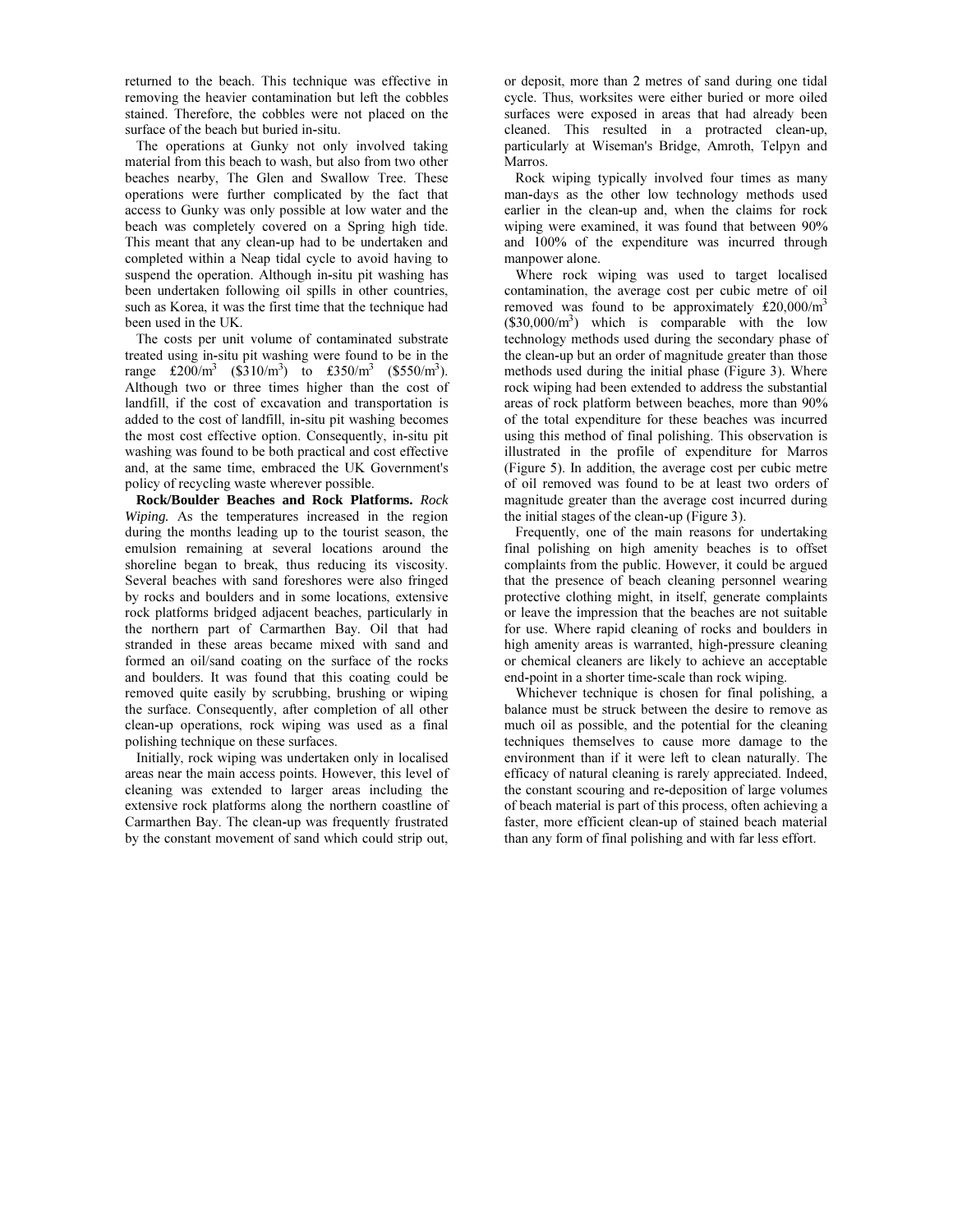returned to the beach. This technique was effective in removing the heavier contamination but left the cobbles stained. Therefore, the cobbles were not placed on the surface of the beach but buried in-situ.

The operations at Gunky not only involved taking material from this beach to wash, but also from two other beaches nearby, The Glen and Swallow Tree. These operations were further complicated by the fact that access to Gunky was only possible at low water and the beach was completely covered on a Spring high tide. This meant that any clean-up had to be undertaken and completed within a Neap tidal cycle to avoid having to suspend the operation. Although in-situ pit washing has been undertaken following oil spills in other countries, such as Korea, it was the first time that the technique had been used in the UK.

The costs per unit volume of contaminated substrate treated using in-situ pit washing were found to be in the range £200/m$^3$ (\$310/m$^3$) to £350/m$^3$ (\$550/m$^3$). Although two or three times higher than the cost of landfill, if the cost of excavation and transportation is added to the cost of landfill, in-situ pit washing becomes the most cost effective option. Consequently, in-situ pit washing was found to be both practical and cost effective and, at the same time, embraced the UK Government's policy of recycling waste wherever possible.

**Rock/Boulder Beaches and Rock Platforms.** *Rock Wiping.* As the temperatures increased in the region during the months leading up to the tourist season, the emulsion remaining at several locations around the shoreline began to break, thus reducing its viscosity. Several beaches with sand foreshores were also fringed by rocks and boulders and in some locations, extensive rock platforms bridged adjacent beaches, particularly in the northern part of Carmarthen Bay. Oil that had stranded in these areas became mixed with sand and formed an oil/sand coating on the surface of the rocks and boulders. It was found that this coating could be removed quite easily by scrubbing, brushing or wiping the surface. Consequently, after completion of all other clean-up operations, rock wiping was used as a final polishing technique on these surfaces.

Initially, rock wiping was undertaken only in localised areas near the main access points. However, this level of cleaning was extended to larger areas including the extensive rock platforms along the northern coastline of Carmarthen Bay. The clean-up was frequently frustrated by the constant movement of sand which could strip out, or deposit, more than 2 metres of sand during one tidal cycle. Thus, worksites were either buried or more oiled surfaces were exposed in areas that had already been cleaned. This resulted in a protracted clean-up, particularly at Wiseman's Bridge, Amroth, Telpyn and Marros.

Rock wiping typically involved four times as many man-days as the other low technology methods used earlier in the clean-up and, when the claims for rock wiping were examined, it was found that between 90% and 100% of the expenditure was incurred through manpower alone.

Where rock wiping was used to target localised contamination, the average cost per cubic metre of oil removed was found to be approximately £20,000/m$^3$ (\$30,000/m$^3$) which is comparable with the low technology methods used during the secondary phase of the clean-up but an order of magnitude greater than those methods used during the initial phase (Figure 3). Where rock wiping had been extended to address the substantial areas of rock platform between beaches, more than 90% of the total expenditure for these beaches was incurred using this method of final polishing. This observation is illustrated in the profile of expenditure for Marros (Figure 5). In addition, the average cost per cubic metre of oil removed was found to be at least two orders of magnitude greater than the average cost incurred during the initial stages of the clean-up (Figure 3).

Frequently, one of the main reasons for undertaking final polishing on high amenity beaches is to offset complaints from the public. However, it could be argued that the presence of beach cleaning personnel wearing protective clothing might, in itself, generate complaints or leave the impression that the beaches are not suitable for use. Where rapid cleaning of rocks and boulders in high amenity areas is warranted, high-pressure cleaning or chemical cleaners are likely to achieve an acceptable end-point in a shorter time-scale than rock wiping.

Whichever technique is chosen for final polishing, a balance must be struck between the desire to remove as much oil as possible, and the potential for the cleaning techniques themselves to cause more damage to the environment than if it were left to clean naturally. The efficacy of natural cleaning is rarely appreciated. Indeed, the constant scouring and re-deposition of large volumes of beach material is part of this process, often achieving a faster, more efficient clean-up of stained beach material than any form of final polishing and with far less effort.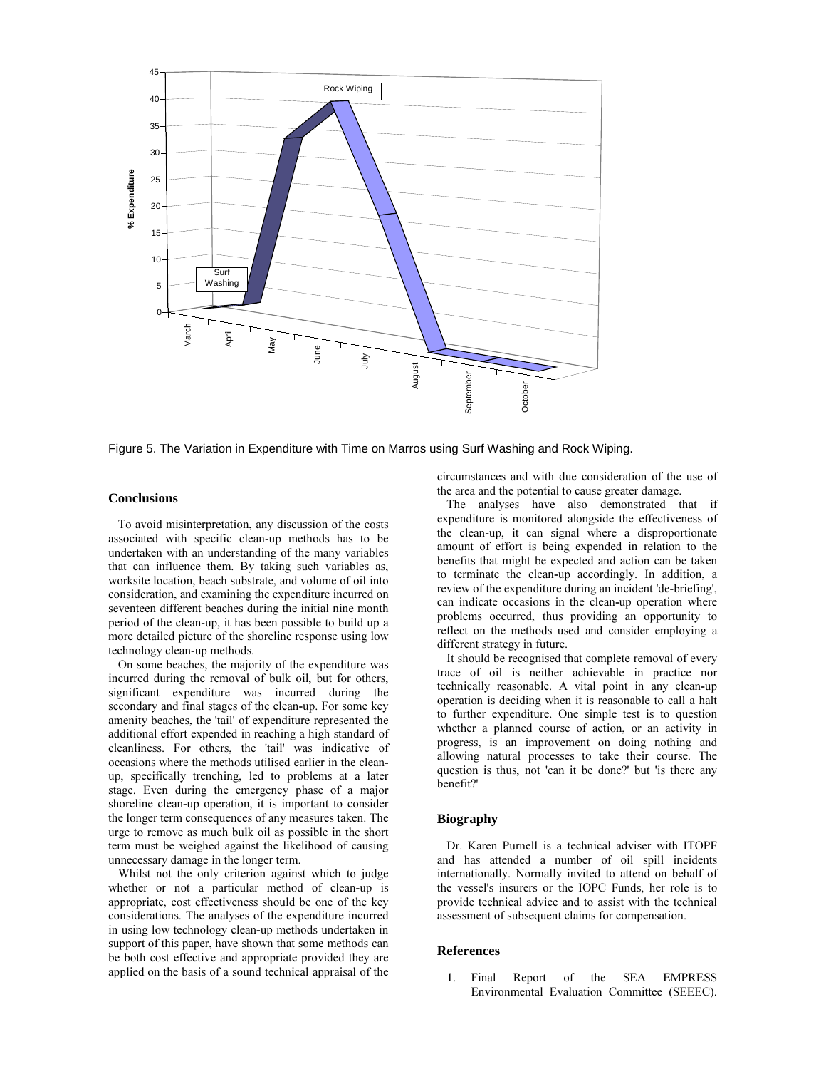Figure 5. The Variation in Expenditure with Time on Marros using Surf Washing and Rock Wiping.

## Conclusions

To avoid misinterpretation, any discussion of the costs associated with specific clean-up methods has to be undertaken with an understanding of the many variables that can influence them. By taking such variables as, worksite location, beach substrate, and volume of oil into consideration, and examining the expenditure incurred on seventeen different beaches during the initial nine month period of the clean-up, it has been possible to build up a more detailed picture of the shoreline response using low technology clean-up methods.

On some beaches, the majority of the expenditure was incurred during the removal of bulk oil, but for others, significant expenditure was incurred during the secondary and final stages of the clean-up. For some key amenity beaches, the 'tail' of expenditure represented the additional effort expended in reaching a high standard of cleanliness. For others, the 'tail' was indicative of occasions where the methods utilised earlier in the clean-up, specifically trenching, led to problems at a later stage. Even during the emergency phase of a major shoreline clean-up operation, it is important to consider the longer term consequences of any measures taken. The urge to remove as much bulk oil as possible in the short term must be weighed against the likelihood of causing unnecessary damage in the longer term.

Whilst not the only criterion against which to judge whether or not a particular method of clean-up is appropriate, cost effectiveness should be one of the key considerations. The analyses of the expenditure incurred in using low technology clean-up methods undertaken in support of this paper, have shown that some methods can be both cost effective and appropriate provided they are applied on the basis of a sound technical appraisal of the circumstances and with due consideration of the use of the area and the potential to cause greater damage.

The analyses have also demonstrated that if expenditure is monitored alongside the effectiveness of the clean-up, it can signal where a disproportionate amount of effort is being expended in relation to the benefits that might be expected and action can be taken to terminate the clean-up accordingly. In addition, a review of the expenditure during an incident 'de-briefing', can indicate occasions in the clean-up operation where problems occurred, thus providing an opportunity to reflect on the methods used and consider employing a different strategy in future.

It should be recognised that complete removal of every trace of oil is neither achievable in practice nor technically reasonable. A vital point in any clean-up operation is deciding when it is reasonable to call a halt to further expenditure. One simple test is to question whether a planned course of action, or an activity in progress, is an improvement on doing nothing and allowing natural processes to take their course. The question is thus, not 'can it be done?' but 'is there any benefit?'

## Biography

Dr. Karen Purnell is a technical adviser with ITOPF and has attended a number of oil spill incidents internationally. Normally invited to attend on behalf of the vessel's insurers or the IOPC Funds, her role is to provide technical advice and to assist with the technical assessment of subsequent claims for compensation.

## References

1. Final Report of the SEA EMPRESS Environmental Evaluation Committee (SEEEC).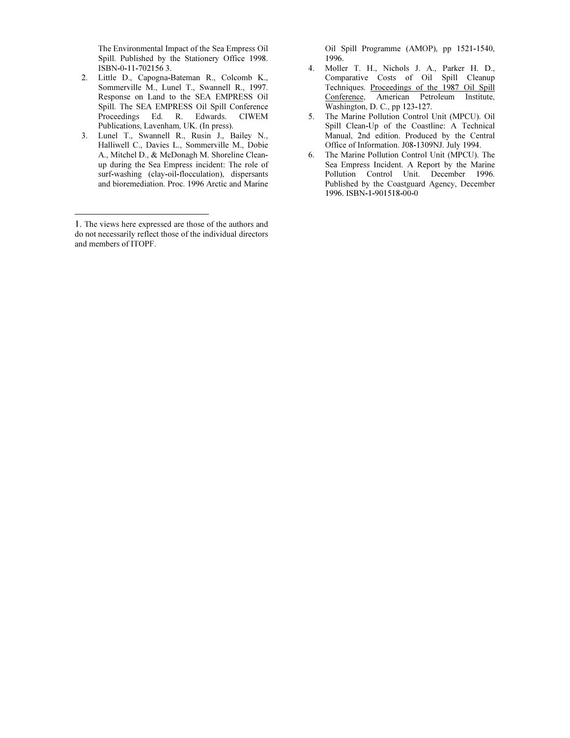The Environmental Impact of the Sea Empress Oil Spill. Published by the Stationery Office 1998. ISBN-0-11-702156 3.

2. Little D., Capogna-Bateman R., Colcomb K., Sommerville M., Lunel T., Swannell R., 1997. Response on Land to the SEA EMPRESS Oil Spill. The SEA EMPRESS Oil Spill Conference Proceedings Ed. R. Edwards. CIWEM Publications, Lavenham, UK. (In press).
3. Lunel T., Swannell R., Rusin J., Bailey N., Halliwell C., Davies L., Sommerville M., Dobie A., Mitchel D., & McDonagh M. Shoreline Clean-up during the Sea Empress incident: The role of surf-washing (clay-oil-flocculation), dispersants and bioremediation. Proc. 1996 Arctic and Marine Oil Spill Programme (AMOP), pp 1521-1540, 1996.
4. Moller T. H., Nichols J. A., Parker H. D., Comparative Costs of Oil Spill Cleanup Techniques. Proceedings of the 1987 Oil Spill Conference, American Petroleum Institute, Washington, D. C., pp 123-127.
5. The Marine Pollution Control Unit (MPCU). Oil Spill Clean-Up of the Coastline: A Technical Manual, 2nd edition. Produced by the Central Office of Information. J08-1309NJ. July 1994.
6. The Marine Pollution Control Unit (MPCU). The Sea Empress Incident. A Report by the Marine Pollution Control Unit. December 1996. Published by the Coastguard Agency, December 1996. ISBN-1-901518-00-0

---

1. The views here expressed are those of the authors and do not necessarily reflect those of the individual directors and members of ITOPF.